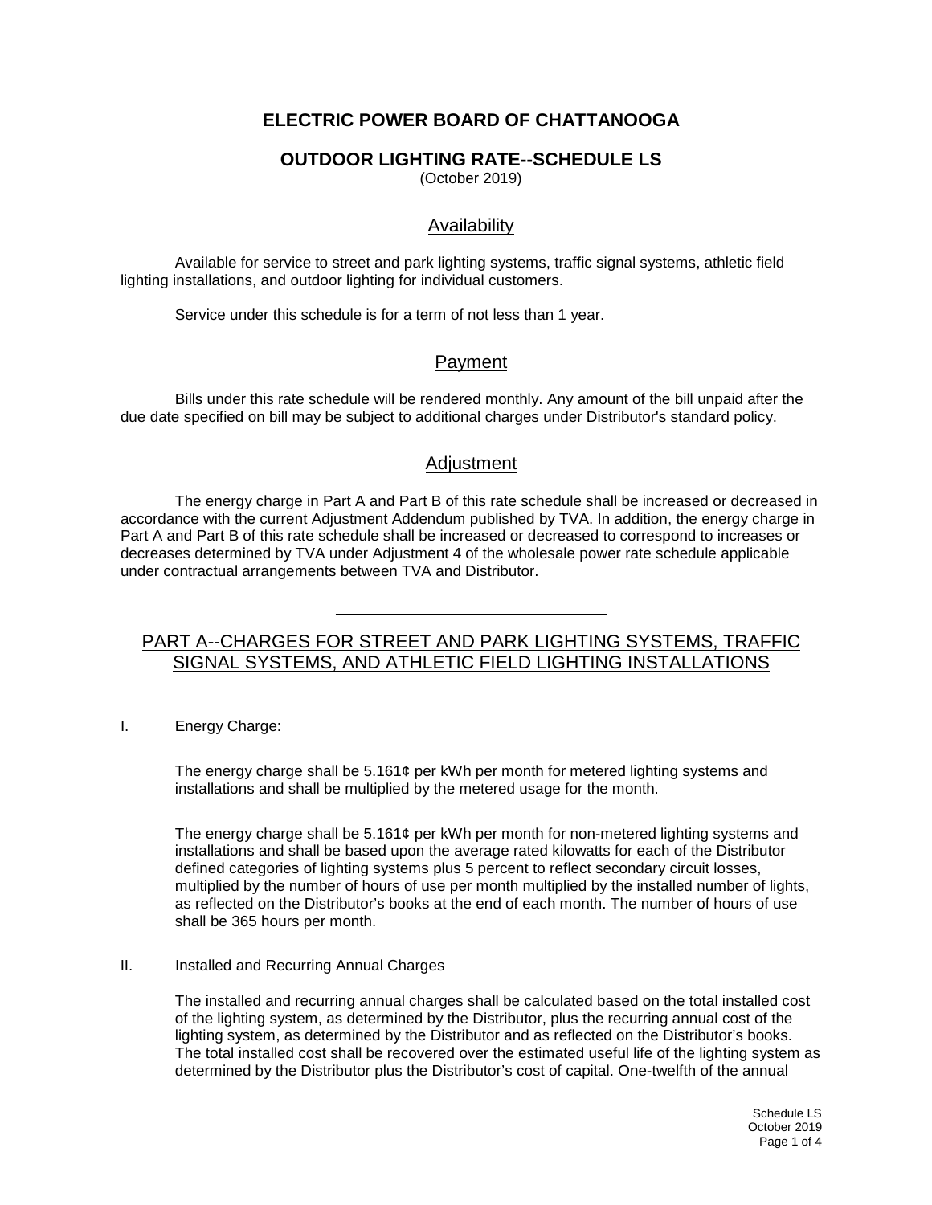# ELECTRIC POWER BOARD OF CHATTANOOGA

## OUTDOOR LIGHTING RATE--SCHEDULE LS

(October 2019)

### Availability

Available for service to street and park lighting systems, traffic signal systems, athletic field lighting installations, and outdoor lighting for individual customers.

Service under this schedule is for a term of not less than 1 year.

### Payment

Bills under this rate schedule will be rendered monthly. Any amount of the bill unpaid after the due date specified on bill may be subject to additional charges under Distributor's standard policy.

### Adjustment

The energy charge in Part A and Part B of this rate schedule shall be increased or decreased in accordance with the current Adjustment Addendum published by TVA. In addition, the energy charge in Part A and Part B of this rate schedule shall be increased or decreased to correspond to increases or decreases determined by TVA under Adjustment 4 of the wholesale power rate schedule applicable under contractual arrangements between TVA and Distributor.

---

### PART A--CHARGES FOR STREET AND PARK LIGHTING SYSTEMS, TRAFFIC SIGNAL SYSTEMS, AND ATHLETIC FIELD LIGHTING INSTALLATIONS

I. Energy Charge:

The energy charge shall be 5.161¢ per kWh per month for metered lighting systems and installations and shall be multiplied by the metered usage for the month.

The energy charge shall be 5.161¢ per kWh per month for non-metered lighting systems and installations and shall be based upon the average rated kilowatts for each of the Distributor defined categories of lighting systems plus 5 percent to reflect secondary circuit losses, multiplied by the number of hours of use per month multiplied by the installed number of lights, as reflected on the Distributor's books at the end of each month. The number of hours of use shall be 365 hours per month.

II. Installed and Recurring Annual Charges

The installed and recurring annual charges shall be calculated based on the total installed cost of the lighting system, as determined by the Distributor, plus the recurring annual cost of the lighting system, as determined by the Distributor and as reflected on the Distributor's books. The total installed cost shall be recovered over the estimated useful life of the lighting system as determined by the Distributor plus the Distributor's cost of capital. One-twelfth of the annual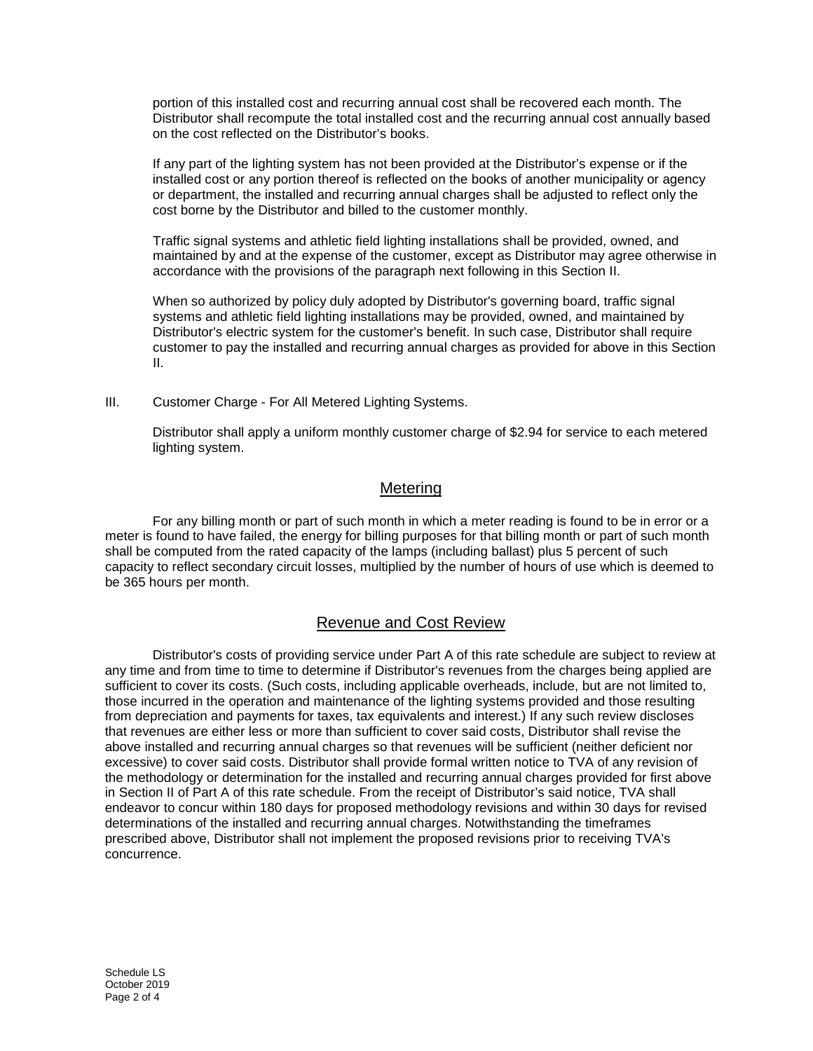portion of this installed cost and recurring annual cost shall be recovered each month. The Distributor shall recompute the total installed cost and the recurring annual cost annually based on the cost reflected on the Distributor's books.

If any part of the lighting system has not been provided at the Distributor's expense or if the installed cost or any portion thereof is reflected on the books of another municipality or agency or department, the installed and recurring annual charges shall be adjusted to reflect only the cost borne by the Distributor and billed to the customer monthly.

Traffic signal systems and athletic field lighting installations shall be provided, owned, and maintained by and at the expense of the customer, except as Distributor may agree otherwise in accordance with the provisions of the paragraph next following in this Section II.

When so authorized by policy duly adopted by Distributor's governing board, traffic signal systems and athletic field lighting installations may be provided, owned, and maintained by Distributor's electric system for the customer's benefit. In such case, Distributor shall require customer to pay the installed and recurring annual charges as provided for above in this Section II.

III. Customer Charge - For All Metered Lighting Systems.

Distributor shall apply a uniform monthly customer charge of $2.94 for service to each metered lighting system.

## Metering

For any billing month or part of such month in which a meter reading is found to be in error or a meter is found to have failed, the energy for billing purposes for that billing month or part of such month shall be computed from the rated capacity of the lamps (including ballast) plus 5 percent of such capacity to reflect secondary circuit losses, multiplied by the number of hours of use which is deemed to be 365 hours per month.

## Revenue and Cost Review

Distributor's costs of providing service under Part A of this rate schedule are subject to review at any time and from time to time to determine if Distributor's revenues from the charges being applied are sufficient to cover its costs. (Such costs, including applicable overheads, include, but are not limited to, those incurred in the operation and maintenance of the lighting systems provided and those resulting from depreciation and payments for taxes, tax equivalents and interest.) If any such review discloses that revenues are either less or more than sufficient to cover said costs, Distributor shall revise the above installed and recurring annual charges so that revenues will be sufficient (neither deficient nor excessive) to cover said costs. Distributor shall provide formal written notice to TVA of any revision of the methodology or determination for the installed and recurring annual charges provided for first above in Section II of Part A of this rate schedule. From the receipt of Distributor's said notice, TVA shall endeavor to concur within 180 days for proposed methodology revisions and within 30 days for revised determinations of the installed and recurring annual charges. Notwithstanding the timeframes prescribed above, Distributor shall not implement the proposed revisions prior to receiving TVA's concurrence.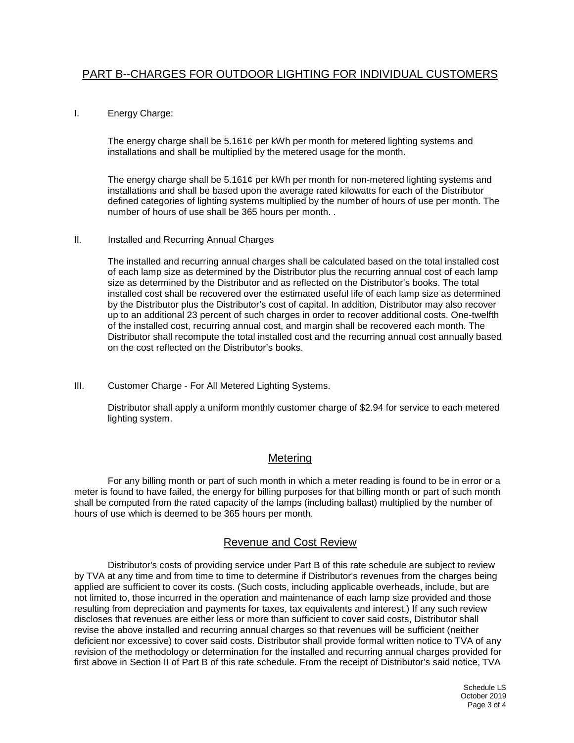## PART B--CHARGES FOR OUTDOOR LIGHTING FOR INDIVIDUAL CUSTOMERS

I. Energy Charge:

The energy charge shall be 5.161¢ per kWh per month for metered lighting systems and installations and shall be multiplied by the metered usage for the month.

The energy charge shall be 5.161¢ per kWh per month for non-metered lighting systems and installations and shall be based upon the average rated kilowatts for each of the Distributor defined categories of lighting systems multiplied by the number of hours of use per month. The number of hours of use shall be 365 hours per month. .

II. Installed and Recurring Annual Charges

The installed and recurring annual charges shall be calculated based on the total installed cost of each lamp size as determined by the Distributor plus the recurring annual cost of each lamp size as determined by the Distributor and as reflected on the Distributor's books. The total installed cost shall be recovered over the estimated useful life of each lamp size as determined by the Distributor plus the Distributor's cost of capital. In addition, Distributor may also recover up to an additional 23 percent of such charges in order to recover additional costs. One-twelfth of the installed cost, recurring annual cost, and margin shall be recovered each month. The Distributor shall recompute the total installed cost and the recurring annual cost annually based on the cost reflected on the Distributor's books.

III. Customer Charge - For All Metered Lighting Systems.

Distributor shall apply a uniform monthly customer charge of $2.94 for service to each metered lighting system.

## Metering

For any billing month or part of such month in which a meter reading is found to be in error or a meter is found to have failed, the energy for billing purposes for that billing month or part of such month shall be computed from the rated capacity of the lamps (including ballast) multiplied by the number of hours of use which is deemed to be 365 hours per month.

## Revenue and Cost Review

Distributor's costs of providing service under Part B of this rate schedule are subject to review by TVA at any time and from time to time to determine if Distributor's revenues from the charges being applied are sufficient to cover its costs. (Such costs, including applicable overheads, include, but are not limited to, those incurred in the operation and maintenance of each lamp size provided and those resulting from depreciation and payments for taxes, tax equivalents and interest.) If any such review discloses that revenues are either less or more than sufficient to cover said costs, Distributor shall revise the above installed and recurring annual charges so that revenues will be sufficient (neither deficient nor excessive) to cover said costs. Distributor shall provide formal written notice to TVA of any revision of the methodology or determination for the installed and recurring annual charges provided for first above in Section II of Part B of this rate schedule. From the receipt of Distributor's said notice, TVA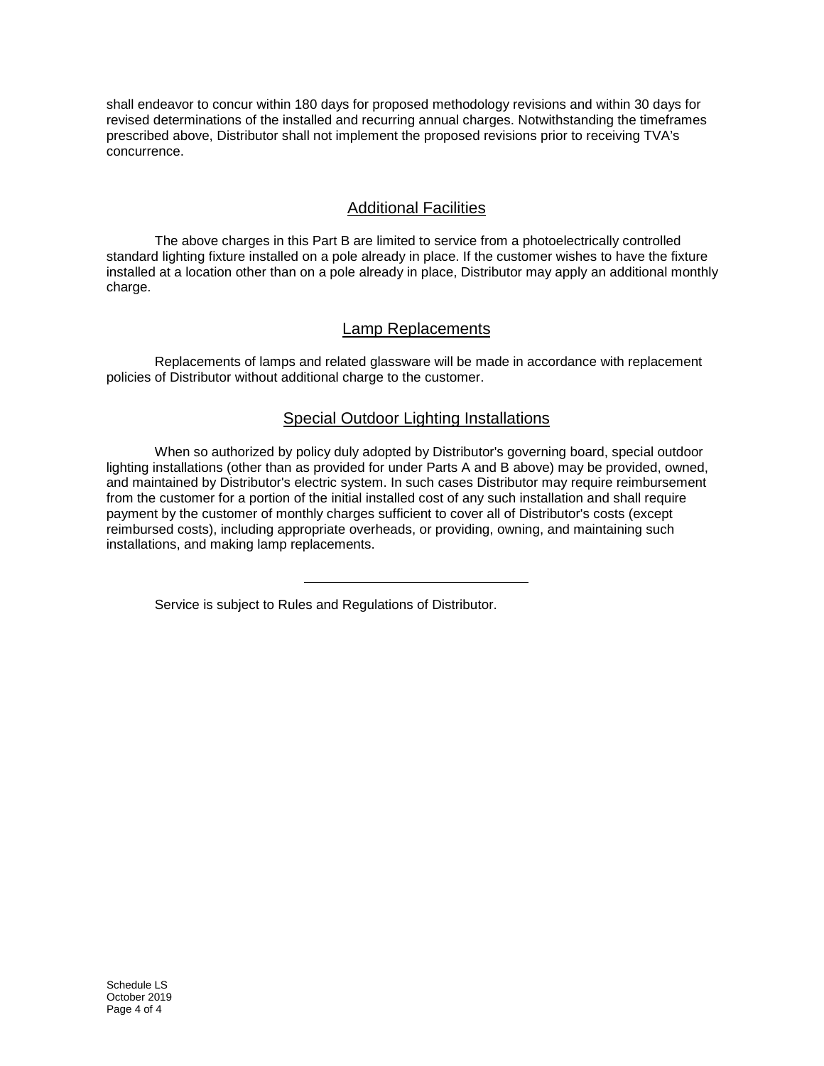shall endeavor to concur within 180 days for proposed methodology revisions and within 30 days for revised determinations of the installed and recurring annual charges. Notwithstanding the timeframes prescribed above, Distributor shall not implement the proposed revisions prior to receiving TVA's concurrence.

## Additional Facilities

The above charges in this Part B are limited to service from a photoelectrically controlled standard lighting fixture installed on a pole already in place. If the customer wishes to have the fixture installed at a location other than on a pole already in place, Distributor may apply an additional monthly charge.

## Lamp Replacements

Replacements of lamps and related glassware will be made in accordance with replacement policies of Distributor without additional charge to the customer.

## Special Outdoor Lighting Installations

When so authorized by policy duly adopted by Distributor's governing board, special outdoor lighting installations (other than as provided for under Parts A and B above) may be provided, owned, and maintained by Distributor's electric system. In such cases Distributor may require reimbursement from the customer for a portion of the initial installed cost of any such installation and shall require payment by the customer of monthly charges sufficient to cover all of Distributor's costs (except reimbursed costs), including appropriate overheads, or providing, owning, and maintaining such installations, and making lamp replacements.

---

Service is subject to Rules and Regulations of Distributor.

Schedule LS
October 2019